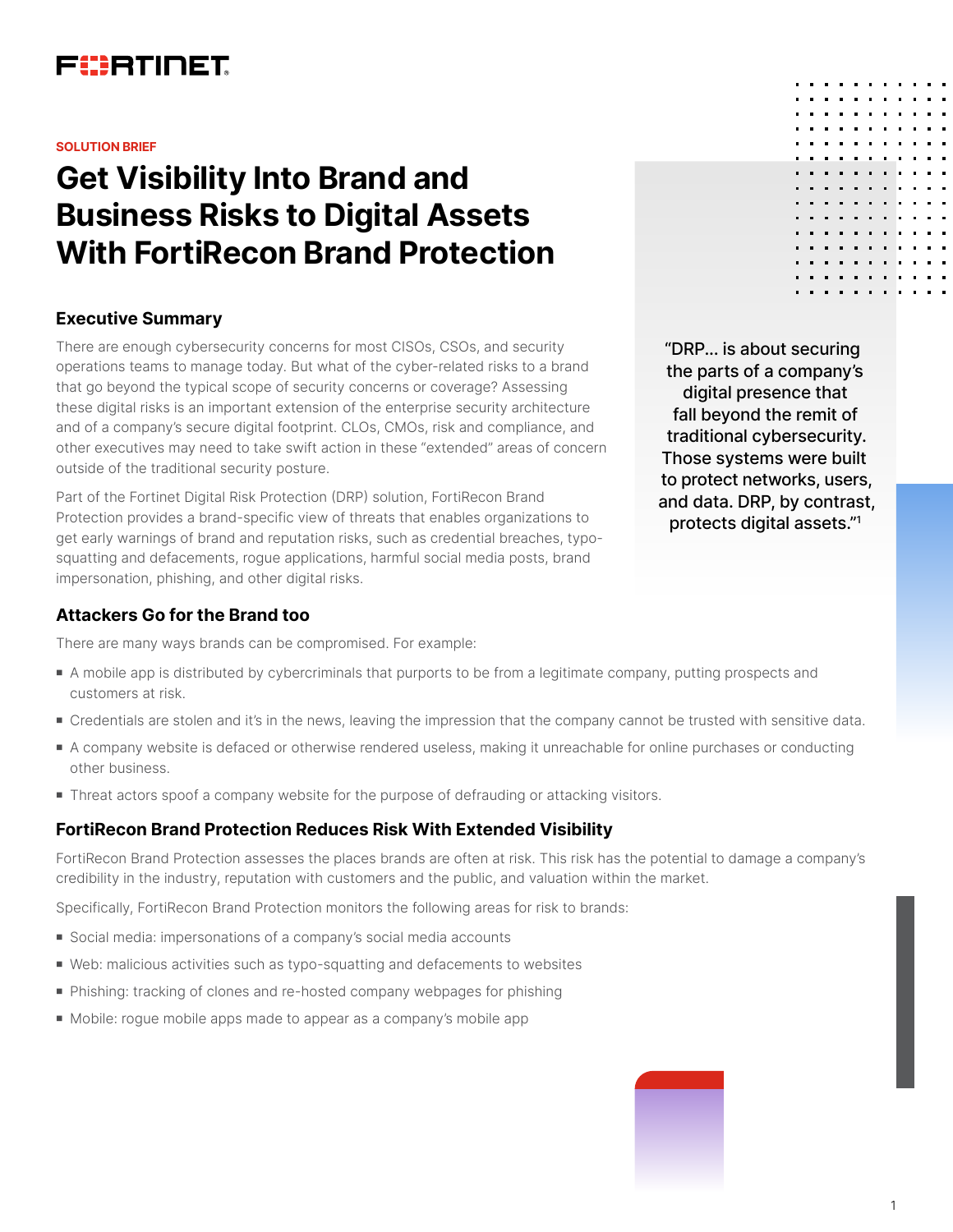SOLUTION BRIEF

# Get Visibility Into Brand and Business Risks to Digital Assets With FortiRecon Brand Protection

## Executive Summary

There are enough cybersecurity concerns for most CISOs, CSOs, and security operations teams to manage today. But what of the cyber-related risks to a brand that go beyond the typical scope of security concerns or coverage? Assessing these digital risks is an important extension of the enterprise security architecture and of a company's secure digital footprint. CLOs, CMOs, risk and compliance, and other executives may need to take swift action in these "extended" areas of concern outside of the traditional security posture.

Part of the Fortinet Digital Risk Protection (DRP) solution, FortiRecon Brand Protection provides a brand-specific view of threats that enables organizations to get early warnings of brand and reputation risks, such as credential breaches, typo-squatting and defacements, rogue applications, harmful social media posts, brand impersonation, phishing, and other digital risks.

"DRP… is about securing the parts of a company's digital presence that fall beyond the remit of traditional cybersecurity. Those systems were built to protect networks, users, and data. DRP, by contrast, protects digital assets."[1]

## Attackers Go for the Brand too

There are many ways brands can be compromised. For example:

- A mobile app is distributed by cybercriminals that purports to be from a legitimate company, putting prospects and customers at risk.
- Credentials are stolen and it's in the news, leaving the impression that the company cannot be trusted with sensitive data.
- A company website is defaced or otherwise rendered useless, making it unreachable for online purchases or conducting other business.
- Threat actors spoof a company website for the purpose of defrauding or attacking visitors.

## FortiRecon Brand Protection Reduces Risk With Extended Visibility

FortiRecon Brand Protection assesses the places brands are often at risk. This risk has the potential to damage a company's credibility in the industry, reputation with customers and the public, and valuation within the market.

Specifically, FortiRecon Brand Protection monitors the following areas for risk to brands:

- Social media: impersonations of a company's social media accounts
- Web: malicious activities such as typo-squatting and defacements to websites
- Phishing: tracking of clones and re-hosted company webpages for phishing
- Mobile: rogue mobile apps made to appear as a company's mobile app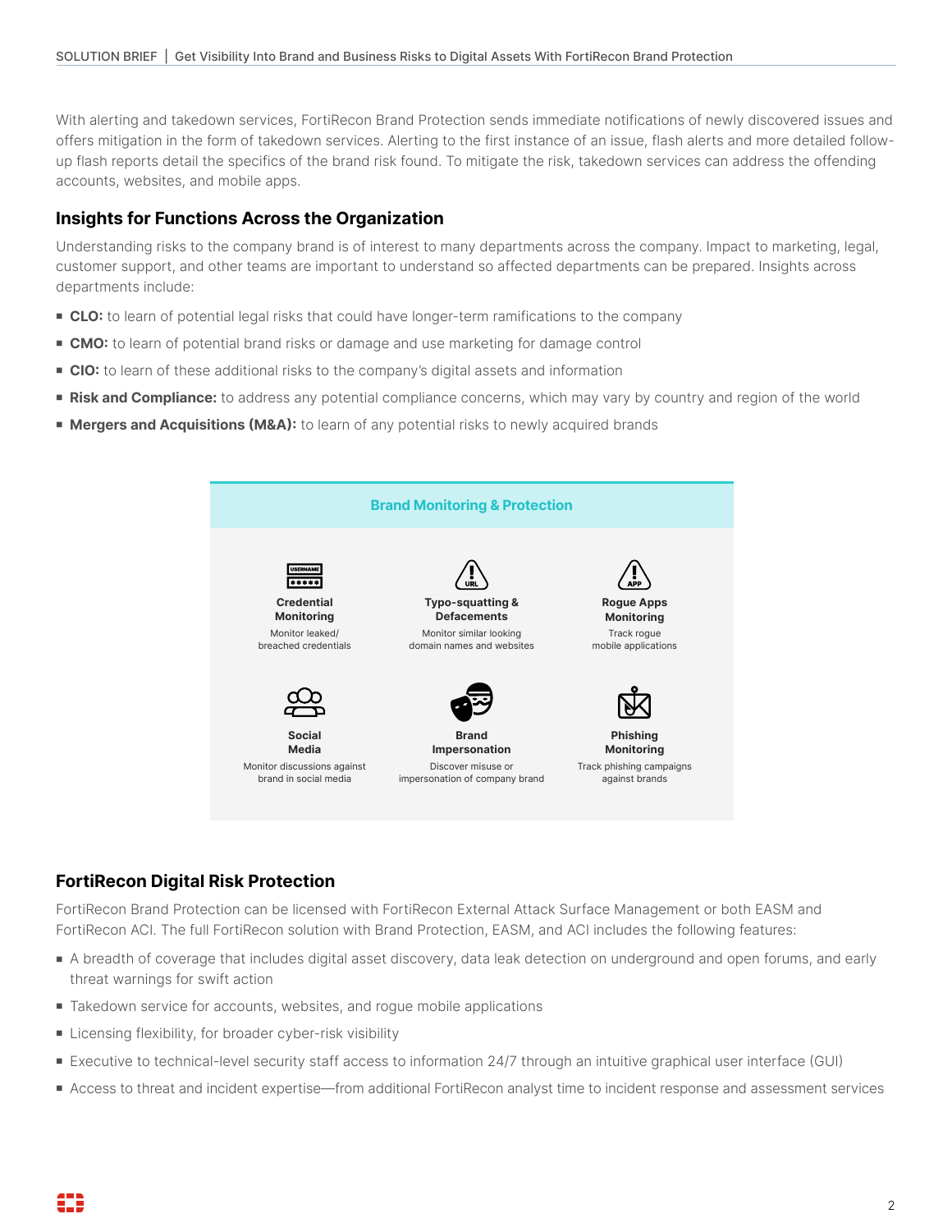With alerting and takedown services, FortiRecon Brand Protection sends immediate notifications of newly discovered issues and offers mitigation in the form of takedown services. Alerting to the first instance of an issue, flash alerts and more detailed follow-up flash reports detail the specifics of the brand risk found. To mitigate the risk, takedown services can address the offending accounts, websites, and mobile apps.

## Insights for Functions Across the Organization

Understanding risks to the company brand is of interest to many departments across the company. Impact to marketing, legal, customer support, and other teams are important to understand so affected departments can be prepared. Insights across departments include:

- **CLO:** to learn of potential legal risks that could have longer-term ramifications to the company
- **CMO:** to learn of potential brand risks or damage and use marketing for damage control
- **CIO:** to learn of these additional risks to the company's digital assets and information
- **Risk and Compliance:** to address any potential compliance concerns, which may vary by country and region of the world
- **Mergers and Acquisitions (M&A):** to learn of any potential risks to newly acquired brands

**Brand Monitoring & Protection**

| Credential Monitoring | Typo-squatting & Defacements | Rogue Apps Monitoring |
|---|---|---|
| Monitor leaked/ breached credentials | Monitor similar looking domain names and websites | Track rogue mobile applications |
| **Social Media** | **Brand Impersonation** | **Phishing Monitoring** |
| Monitor discussions against brand in social media | Discover misuse or impersonation of company brand | Track phishing campaigns against brands |

## FortiRecon Digital Risk Protection

FortiRecon Brand Protection can be licensed with FortiRecon External Attack Surface Management or both EASM and FortiRecon ACI. The full FortiRecon solution with Brand Protection, EASM, and ACI includes the following features:

- A breadth of coverage that includes digital asset discovery, data leak detection on underground and open forums, and early threat warnings for swift action
- Takedown service for accounts, websites, and rogue mobile applications
- Licensing flexibility, for broader cyber-risk visibility
- Executive to technical-level security staff access to information 24/7 through an intuitive graphical user interface (GUI)
- Access to threat and incident expertise—from additional FortiRecon analyst time to incident response and assessment services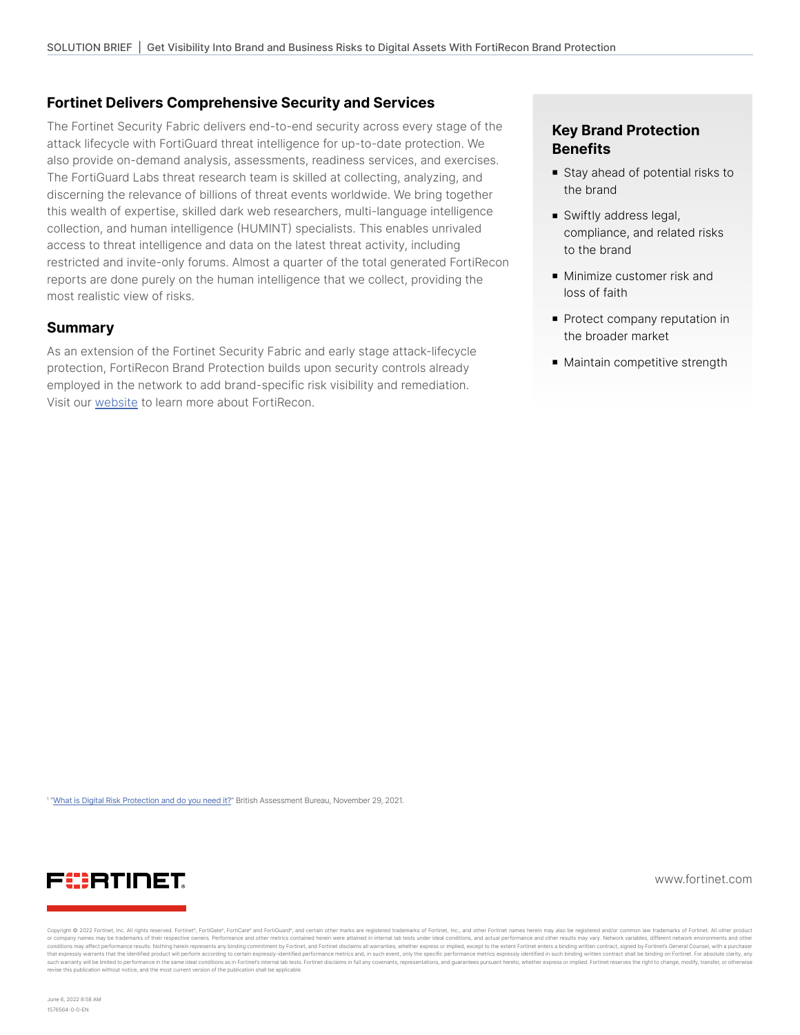## Fortinet Delivers Comprehensive Security and Services

The Fortinet Security Fabric delivers end-to-end security across every stage of the attack lifecycle with FortiGuard threat intelligence for up-to-date protection. We also provide on-demand analysis, assessments, readiness services, and exercises. The FortiGuard Labs threat research team is skilled at collecting, analyzing, and discerning the relevance of billions of threat events worldwide. We bring together this wealth of expertise, skilled dark web researchers, multi-language intelligence collection, and human intelligence (HUMINT) specialists. This enables unrivaled access to threat intelligence and data on the latest threat activity, including restricted and invite-only forums. Almost a quarter of the total generated FortiRecon reports are done purely on the human intelligence that we collect, providing the most realistic view of risks.

## Summary

As an extension of the Fortinet Security Fabric and early stage attack-lifecycle protection, FortiRecon Brand Protection builds upon security controls already employed in the network to add brand-specific risk visibility and remediation. Visit our website to learn more about FortiRecon.

## Key Brand Protection Benefits

- Stay ahead of potential risks to the brand
- Swiftly address legal, compliance, and related risks to the brand
- Minimize customer risk and loss of faith
- Protect company reputation in the broader market
- Maintain competitive strength

[1] "What is Digital Risk Protection and do you need it?" British Assessment Bureau, November 29, 2021.

www.fortinet.com

Copyright © 2022 Fortinet, Inc. All rights reserved. Fortinet®, FortiGate®, FortiCare® and FortiGuard®, and certain other marks are registered trademarks of Fortinet, Inc., and other Fortinet names herein may also be registered and/or common law trademarks of Fortinet. All other product or company names may be trademarks of their respective owners. Performance and other metrics contained herein were attained in internal lab tests under ideal conditions, and actual performance and other results may vary. Network variables, different network environments and other conditions may affect performance results. Nothing herein represents any binding commitment by Fortinet, and Fortinet disclaims all warranties, whether express or implied, except to the extent Fortinet enters a binding written contract, signed by Fortinet's General Counsel, with a purchaser that expressly warrants that the identified product will perform according to certain expressly-identified performance metrics and, in such event, only the specific performance metrics expressly identified in such binding written contract shall be binding on Fortinet. For absolute clarity, any such warranty will be limited to performance in the same ideal conditions as in Fortinet's internal lab tests. Fortinet disclaims in full any covenants, representations, and guarantees pursuant hereto, whether express or implied. Fortinet reserves the right to change, modify, transfer, or otherwise revise this publication without notice, and the most current version of the publication shall be applicable.

June 6, 2022 8:58 AM
1576564-0-0-EN